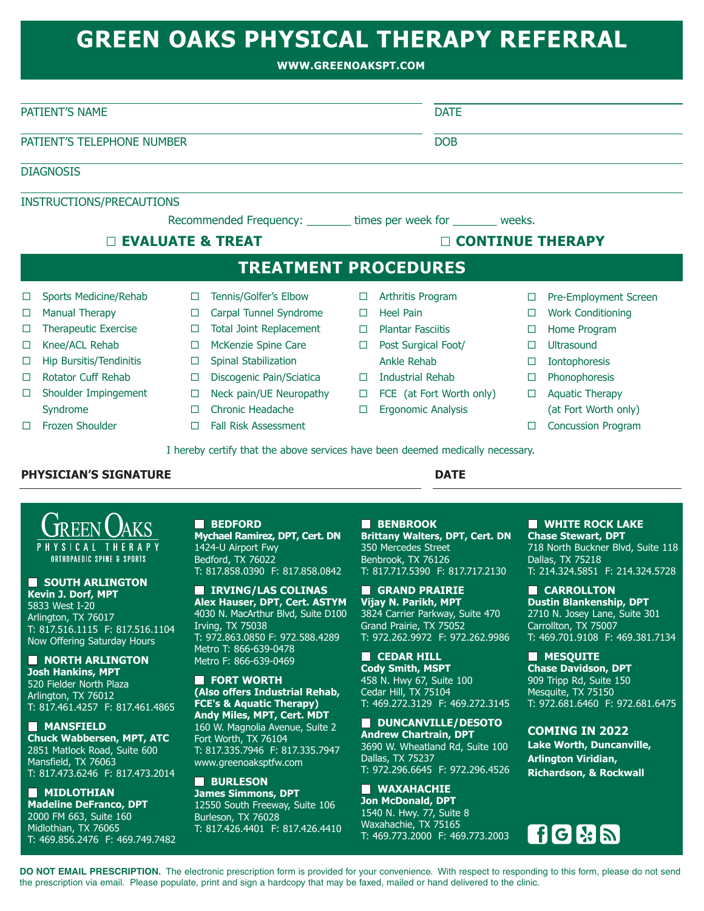# GREEN OAKS PHYSICAL THERAPY REFERRAL

**WWW.GREENOAKSPT.COM**

PATIENT'S NAME ______________________________ DATE ______________

PATIENT'S TELEPHONE NUMBER ______________________________ DOB ______________

DIAGNOSIS ______________________________

INSTRUCTIONS/PRECAUTIONS ______________________________

Recommended Frequency: _______ times per week for _______ weeks.

☐ **EVALUATE & TREAT** ☐ **CONTINUE THERAPY**

## TREATMENT PROCEDURES

- ☐ Sports Medicine/Rehab
- ☐ Manual Therapy
- ☐ Therapeutic Exercise
- ☐ Knee/ACL Rehab
- ☐ Hip Bursitis/Tendinitis
- ☐ Rotator Cuff Rehab
- ☐ Shoulder Impingement Syndrome
- ☐ Frozen Shoulder
- ☐ Tennis/Golfer's Elbow
- ☐ Carpal Tunnel Syndrome
- ☐ Total Joint Replacement
- ☐ McKenzie Spine Care
- ☐ Spinal Stabilization
- ☐ Discogenic Pain/Sciatica
- ☐ Neck pain/UE Neuropathy
- ☐ Chronic Headache
- ☐ Fall Risk Assessment
- ☐ Arthritis Program
- ☐ Heel Pain
- ☐ Plantar Fasciitis
- ☐ Post Surgical Foot/ Ankle Rehab
- ☐ Industrial Rehab
- ☐ FCE (at Fort Worth only)
- ☐ Ergonomic Analysis
- ☐ Pre-Employment Screen
- ☐ Work Conditioning
- ☐ Home Program
- ☐ Ultrasound
- ☐ Iontophoresis
- ☐ Phonophoresis
- ☐ Aquatic Therapy (at Fort Worth only)
- ☐ Concussion Program

I hereby certify that the above services have been deemed medically necessary.

**PHYSICIAN'S SIGNATURE** ______________________________ **DATE** ______________

GREEN OAKS
PHYSICAL THERAPY
ORTHOPAEDIC SPINE & SPORTS

**SOUTH ARLINGTON**
**Kevin J. Dorf, MPT**
5833 West I-20
Arlington, TX 76017
T: 817.516.1115 F: 817.516.1104
Now Offering Saturday Hours

**NORTH ARLINGTON**
**Josh Hankins, MPT**
520 Fielder North Plaza
Arlington, TX 76012
T: 817.461.4257 F: 817.461.4865

**MANSFIELD**
**Chuck Wabbersen, MPT, ATC**
2851 Matlock Road, Suite 600
Mansfield, TX 76063
T: 817.473.6246 F: 817.473.2014

**MIDLOTHIAN**
**Madeline DeFranco, DPT**
2000 FM 663, Suite 160
Midlothian, TX 76065
T: 469.856.2476 F: 469.749.7482

**BEDFORD**
**Mychael Ramirez, DPT, Cert. DN**
1424-U Airport Fwy
Bedford, TX 76022
T: 817.858.0390 F: 817.858.0842

**IRVING/LAS COLINAS**
**Alex Hauser, DPT, Cert. ASTYM**
4030 N. MacArthur Blvd, Suite D100
Irving, TX 75038
T: 972.863.0850 F: 972.588.4289
Metro T: 866-639-0478
Metro F: 866-639-0469

**FORT WORTH**
**(Also offers Industrial Rehab, FCE's & Aquatic Therapy)**
**Andy Miles, MPT, Cert. MDT**
160 W. Magnolia Avenue, Suite 2
Fort Worth, TX 76104
T: 817.335.7946 F: 817.335.7947
www.greenoaksptfw.com

**BURLESON**
**James Simmons, DPT**
12550 South Freeway, Suite 106
Burleson, TX 76028
T: 817.426.4401 F: 817.426.4410

**BENBROOK**
**Brittany Walters, DPT, Cert. DN**
350 Mercedes Street
Benbrook, TX 76126
T: 817.717.5390 F: 817.717.2130

**GRAND PRAIRIE**
**Vijay N. Parikh, MPT**
3824 Carrier Parkway, Suite 470
Grand Prairie, TX 75052
T: 972.262.9972 F: 972.262.9986

**CEDAR HILL**
**Cody Smith, MSPT**
458 N. Hwy 67, Suite 100
Cedar Hill, TX 75104
T: 469.272.3129 F: 469.272.3145

**DUNCANVILLE/DESOTO**
**Andrew Chartrain, DPT**
3690 W. Wheatland Rd, Suite 100
Dallas, TX 75237
T: 972.296.6645 F: 972.296.4526

**WAXAHACHIE**
**Jon McDonald, DPT**
1540 N. Hwy. 77, Suite 8
Waxahachie, TX 75165
T: 469.773.2000 F: 469.773.2003

**WHITE ROCK LAKE**
**Chase Stewart, DPT**
718 North Buckner Blvd, Suite 118
Dallas, TX 75218
T: 214.324.5851 F: 214.324.5728

**CARROLLTON**
**Dustin Blankenship, DPT**
2710 N. Josey Lane, Suite 301
Carrollton, TX 75007
T: 469.701.9108 F: 469.381.7134

**MESQUITE**
**Chase Davidson, DPT**
909 Tripp Rd, Suite 150
Mesquite, TX 75150
T: 972.681.6460 F: 972.681.6475

**COMING IN 2022**
**Lake Worth, Duncanville, Arlington Viridian, Richardson, & Rockwall**

**DO NOT EMAIL PRESCRIPTION.** The electronic prescription form is provided for your convenience. With respect to responding to this form, please do not send the prescription via email. Please populate, print and sign a hardcopy that may be faxed, mailed or hand delivered to the clinic.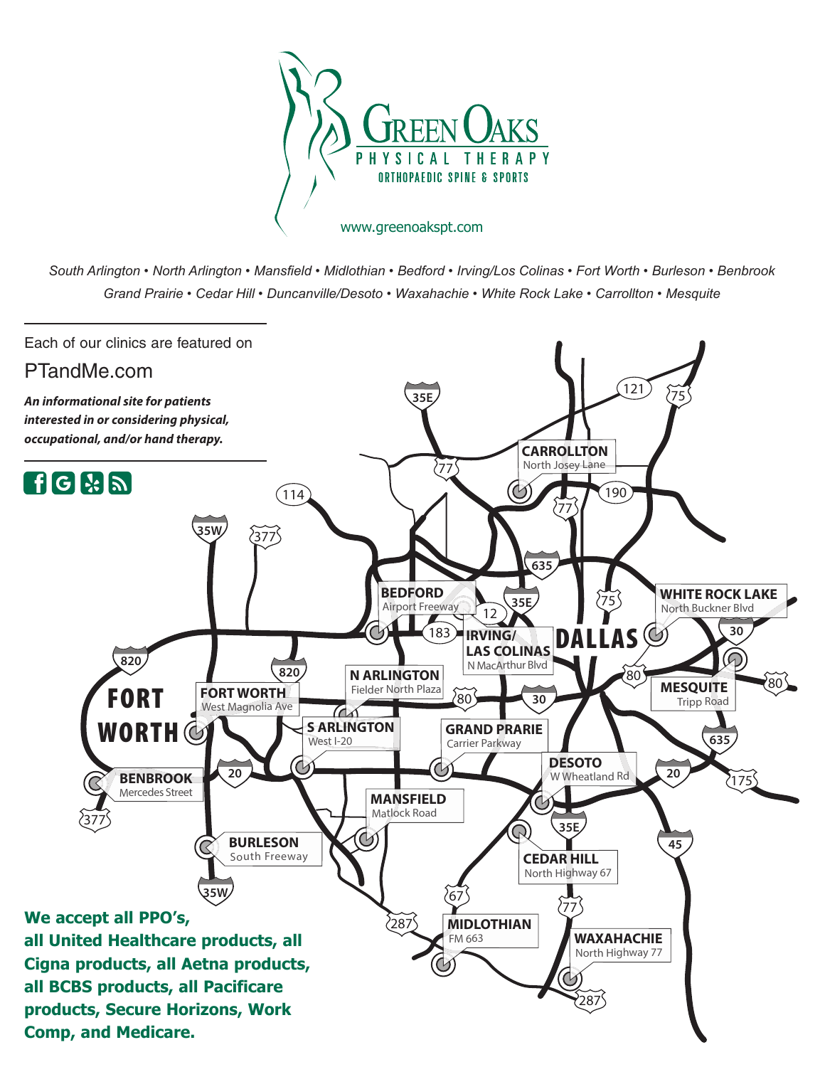# GREEN OAKS PHYSICAL THERAPY

ORTHOPAEDIC SPINE & SPORTS

www.greenoakspt.com

*South Arlington • North Arlington • Mansfield • Midlothian • Bedford • Irving/Los Colinas • Fort Worth • Burleson • Benbrook*
*Grand Prairie • Cedar Hill • Duncanville/Desoto • Waxahachie • White Rock Lake • Carrollton • Mesquite*

Each of our clinics are featured on

PTandMe.com

***An informational site for patients interested in or considering physical, occupational, and/or hand therapy.***

**CARROLLTON**
North Josey Lane

**BEDFORD**
Airport Freeway

**IRVING/ LAS COLINAS**
N MacArthur Blvd

**WHITE ROCK LAKE**
North Buckner Blvd

**DALLAS**

**FORT WORTH**
West Magnolia Ave

**N ARLINGTON**
Fielder North Plaza

**MESQUITE**
Tripp Road

**S ARLINGTON**
West I-20

**GRAND PRARIE**
Carrier Parkway

**DESOTO**
W Wheatland Rd

**BENBROOK**
Mercedes Street

**MANSFIELD**
Matlock Road

**CEDAR HILL**
North Highway 67

**BURLESON**
South Freeway

**MIDLOTHIAN**
FM 663

**WAXAHACHIE**
North Highway 77

35E
121
75
77
190
114
35W
377
635
12
183
820
30
80
20
175
45
67
287

**We accept all PPO's, all United Healthcare products, all Cigna products, all Aetna products, all BCBS products, all Pacificare products, Secure Horizons, Work Comp, and Medicare.**